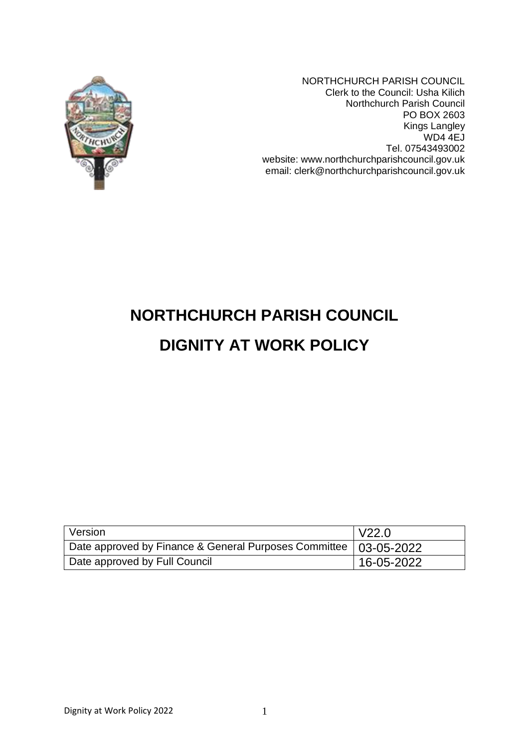NORTHCHURCH PARISH COUNCIL
Clerk to the Council: Usha Kilich
Northchurch Parish Council
PO BOX 2603
Kings Langley
WD4 4EJ
Tel. 07543493002
website: www.northchurchparishcouncil.gov.uk
email: clerk@northchurchparishcouncil.gov.uk

# NORTHCHURCH PARISH COUNCIL

# DIGNITY AT WORK POLICY

| Version | V22.0 |
|---|---|
| Date approved by Finance & General Purposes Committee | 03-05-2022 |
| Date approved by Full Council | 16-05-2022 |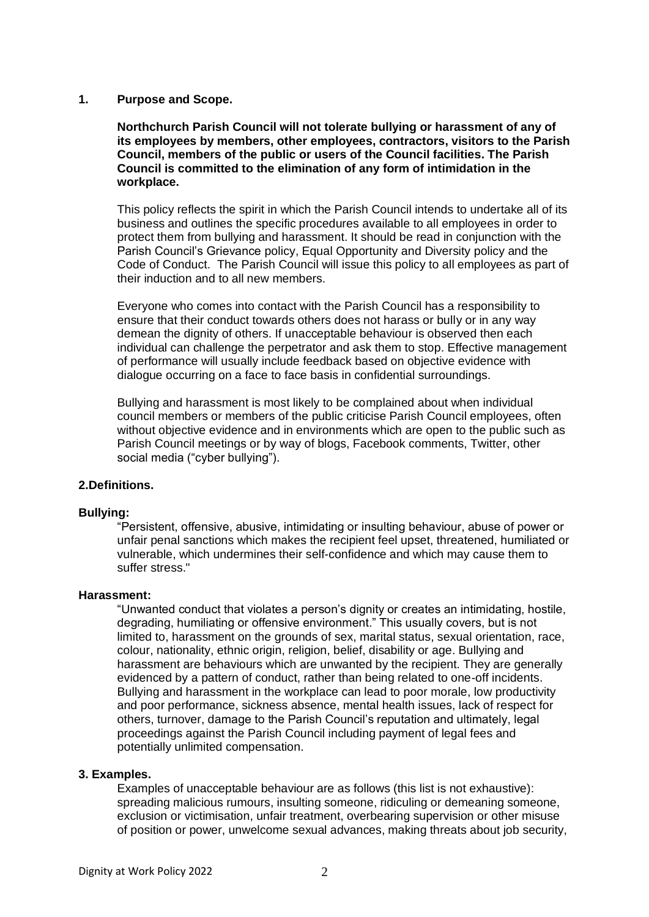## 1. Purpose and Scope.

**Northchurch Parish Council will not tolerate bullying or harassment of any of its employees by members, other employees, contractors, visitors to the Parish Council, members of the public or users of the Council facilities. The Parish Council is committed to the elimination of any form of intimidation in the workplace.**

This policy reflects the spirit in which the Parish Council intends to undertake all of its business and outlines the specific procedures available to all employees in order to protect them from bullying and harassment. It should be read in conjunction with the Parish Council's Grievance policy, Equal Opportunity and Diversity policy and the Code of Conduct. The Parish Council will issue this policy to all employees as part of their induction and to all new members.

Everyone who comes into contact with the Parish Council has a responsibility to ensure that their conduct towards others does not harass or bully or in any way demean the dignity of others. If unacceptable behaviour is observed then each individual can challenge the perpetrator and ask them to stop. Effective management of performance will usually include feedback based on objective evidence with dialogue occurring on a face to face basis in confidential surroundings.

Bullying and harassment is most likely to be complained about when individual council members or members of the public criticise Parish Council employees, often without objective evidence and in environments which are open to the public such as Parish Council meetings or by way of blogs, Facebook comments, Twitter, other social media ("cyber bullying").

## 2.Definitions.

**Bullying:**

"Persistent, offensive, abusive, intimidating or insulting behaviour, abuse of power or unfair penal sanctions which makes the recipient feel upset, threatened, humiliated or vulnerable, which undermines their self-confidence and which may cause them to suffer stress."

**Harassment:**

"Unwanted conduct that violates a person's dignity or creates an intimidating, hostile, degrading, humiliating or offensive environment." This usually covers, but is not limited to, harassment on the grounds of sex, marital status, sexual orientation, race, colour, nationality, ethnic origin, religion, belief, disability or age. Bullying and harassment are behaviours which are unwanted by the recipient. They are generally evidenced by a pattern of conduct, rather than being related to one-off incidents. Bullying and harassment in the workplace can lead to poor morale, low productivity and poor performance, sickness absence, mental health issues, lack of respect for others, turnover, damage to the Parish Council's reputation and ultimately, legal proceedings against the Parish Council including payment of legal fees and potentially unlimited compensation.

## 3. Examples.

Examples of unacceptable behaviour are as follows (this list is not exhaustive): spreading malicious rumours, insulting someone, ridiculing or demeaning someone, exclusion or victimisation, unfair treatment, overbearing supervision or other misuse of position or power, unwelcome sexual advances, making threats about job security,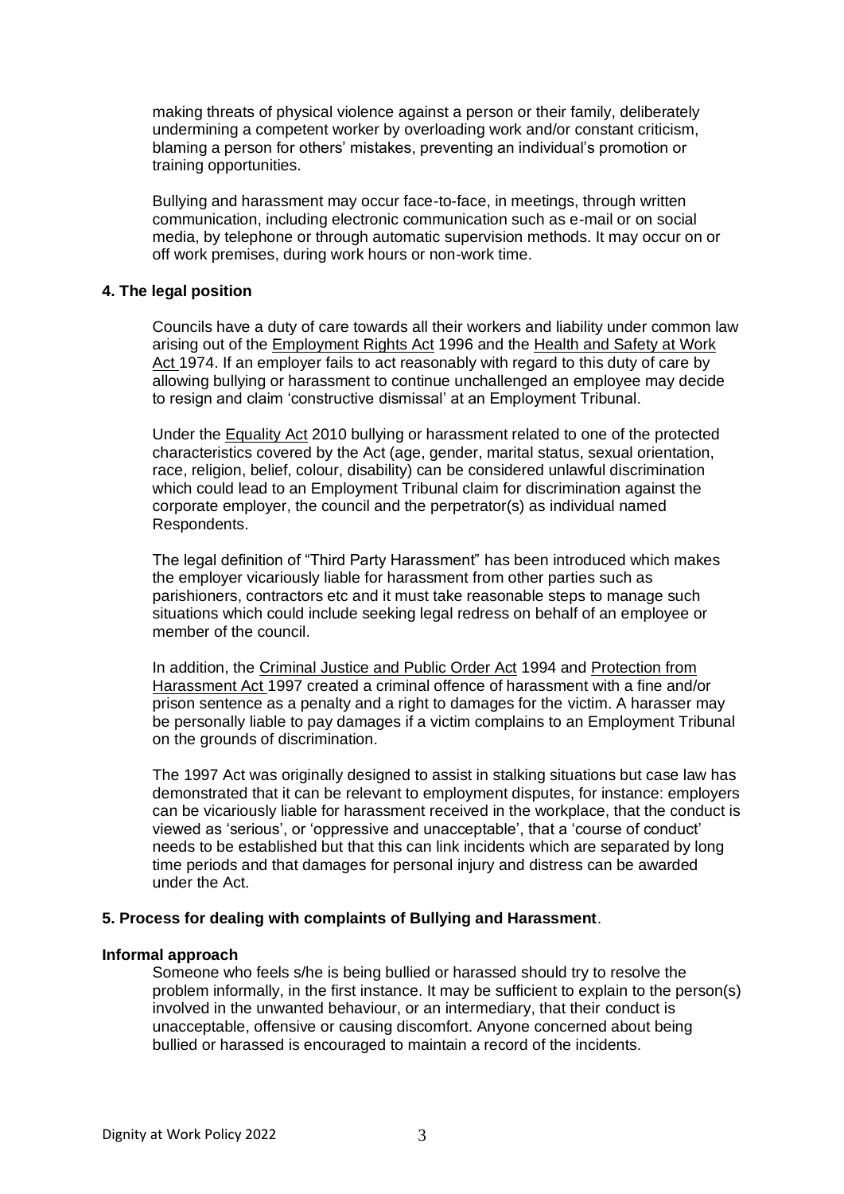making threats of physical violence against a person or their family, deliberately undermining a competent worker by overloading work and/or constant criticism, blaming a person for others' mistakes, preventing an individual's promotion or training opportunities.

Bullying and harassment may occur face-to-face, in meetings, through written communication, including electronic communication such as e-mail or on social media, by telephone or through automatic supervision methods. It may occur on or off work premises, during work hours or non-work time.

## 4. The legal position

Councils have a duty of care towards all their workers and liability under common law arising out of the Employment Rights Act 1996 and the Health and Safety at Work Act 1974. If an employer fails to act reasonably with regard to this duty of care by allowing bullying or harassment to continue unchallenged an employee may decide to resign and claim 'constructive dismissal' at an Employment Tribunal.

Under the Equality Act 2010 bullying or harassment related to one of the protected characteristics covered by the Act (age, gender, marital status, sexual orientation, race, religion, belief, colour, disability) can be considered unlawful discrimination which could lead to an Employment Tribunal claim for discrimination against the corporate employer, the council and the perpetrator(s) as individual named Respondents.

The legal definition of "Third Party Harassment" has been introduced which makes the employer vicariously liable for harassment from other parties such as parishioners, contractors etc and it must take reasonable steps to manage such situations which could include seeking legal redress on behalf of an employee or member of the council.

In addition, the Criminal Justice and Public Order Act 1994 and Protection from Harassment Act 1997 created a criminal offence of harassment with a fine and/or prison sentence as a penalty and a right to damages for the victim. A harasser may be personally liable to pay damages if a victim complains to an Employment Tribunal on the grounds of discrimination.

The 1997 Act was originally designed to assist in stalking situations but case law has demonstrated that it can be relevant to employment disputes, for instance: employers can be vicariously liable for harassment received in the workplace, that the conduct is viewed as 'serious', or 'oppressive and unacceptable', that a 'course of conduct' needs to be established but that this can link incidents which are separated by long time periods and that damages for personal injury and distress can be awarded under the Act.

## 5. Process for dealing with complaints of Bullying and Harassment.

### Informal approach

Someone who feels s/he is being bullied or harassed should try to resolve the problem informally, in the first instance. It may be sufficient to explain to the person(s) involved in the unwanted behaviour, or an intermediary, that their conduct is unacceptable, offensive or causing discomfort. Anyone concerned about being bullied or harassed is encouraged to maintain a record of the incidents.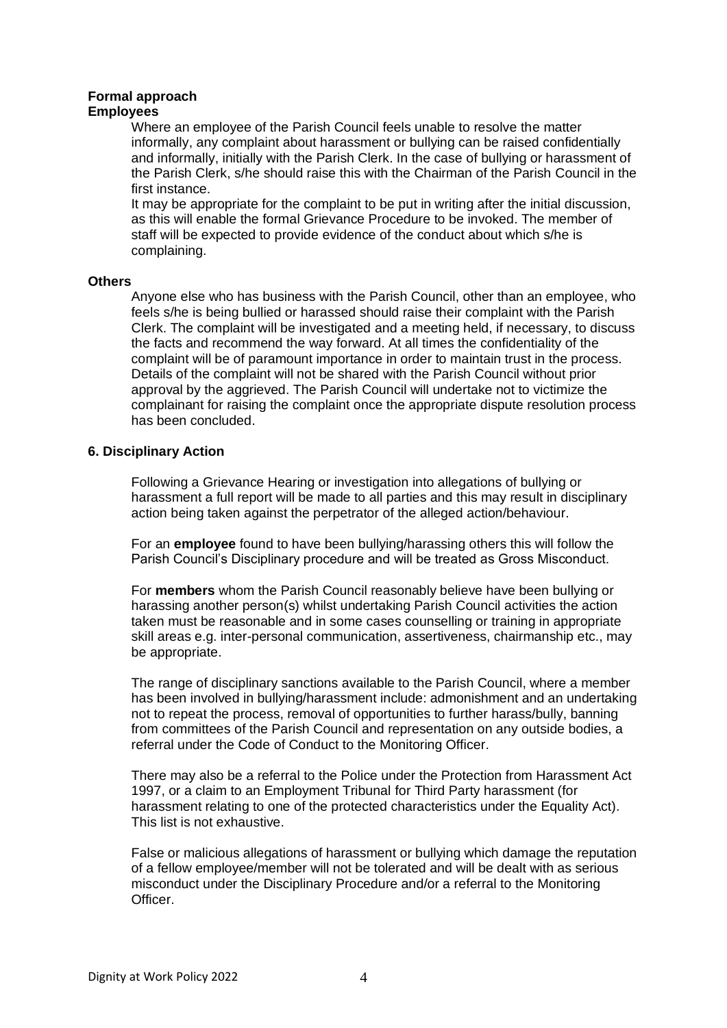**Formal approach**

**Employees**

Where an employee of the Parish Council feels unable to resolve the matter informally, any complaint about harassment or bullying can be raised confidentially and informally, initially with the Parish Clerk. In the case of bullying or harassment of the Parish Clerk, s/he should raise this with the Chairman of the Parish Council in the first instance.

It may be appropriate for the complaint to be put in writing after the initial discussion, as this will enable the formal Grievance Procedure to be invoked. The member of staff will be expected to provide evidence of the conduct about which s/he is complaining.

**Others**

Anyone else who has business with the Parish Council, other than an employee, who feels s/he is being bullied or harassed should raise their complaint with the Parish Clerk. The complaint will be investigated and a meeting held, if necessary, to discuss the facts and recommend the way forward. At all times the confidentiality of the complaint will be of paramount importance in order to maintain trust in the process. Details of the complaint will not be shared with the Parish Council without prior approval by the aggrieved. The Parish Council will undertake not to victimize the complainant for raising the complaint once the appropriate dispute resolution process has been concluded.

## 6. Disciplinary Action

Following a Grievance Hearing or investigation into allegations of bullying or harassment a full report will be made to all parties and this may result in disciplinary action being taken against the perpetrator of the alleged action/behaviour.

For an **employee** found to have been bullying/harassing others this will follow the Parish Council's Disciplinary procedure and will be treated as Gross Misconduct.

For **members** whom the Parish Council reasonably believe have been bullying or harassing another person(s) whilst undertaking Parish Council activities the action taken must be reasonable and in some cases counselling or training in appropriate skill areas e.g. inter-personal communication, assertiveness, chairmanship etc., may be appropriate.

The range of disciplinary sanctions available to the Parish Council, where a member has been involved in bullying/harassment include: admonishment and an undertaking not to repeat the process, removal of opportunities to further harass/bully, banning from committees of the Parish Council and representation on any outside bodies, a referral under the Code of Conduct to the Monitoring Officer.

There may also be a referral to the Police under the Protection from Harassment Act 1997, or a claim to an Employment Tribunal for Third Party harassment (for harassment relating to one of the protected characteristics under the Equality Act). This list is not exhaustive.

False or malicious allegations of harassment or bullying which damage the reputation of a fellow employee/member will not be tolerated and will be dealt with as serious misconduct under the Disciplinary Procedure and/or a referral to the Monitoring Officer.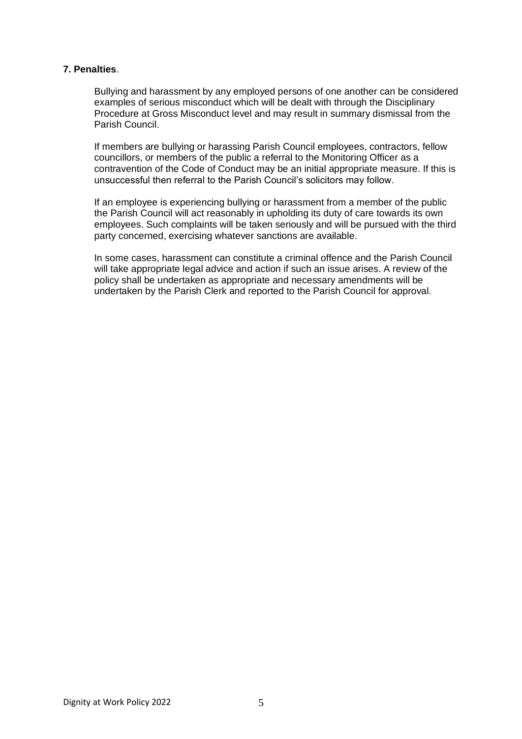**7. Penalties**.

Bullying and harassment by any employed persons of one another can be considered examples of serious misconduct which will be dealt with through the Disciplinary Procedure at Gross Misconduct level and may result in summary dismissal from the Parish Council.

If members are bullying or harassing Parish Council employees, contractors, fellow councillors, or members of the public a referral to the Monitoring Officer as a contravention of the Code of Conduct may be an initial appropriate measure. If this is unsuccessful then referral to the Parish Council's solicitors may follow.

If an employee is experiencing bullying or harassment from a member of the public the Parish Council will act reasonably in upholding its duty of care towards its own employees. Such complaints will be taken seriously and will be pursued with the third party concerned, exercising whatever sanctions are available.

In some cases, harassment can constitute a criminal offence and the Parish Council will take appropriate legal advice and action if such an issue arises. A review of the policy shall be undertaken as appropriate and necessary amendments will be undertaken by the Parish Clerk and reported to the Parish Council for approval.